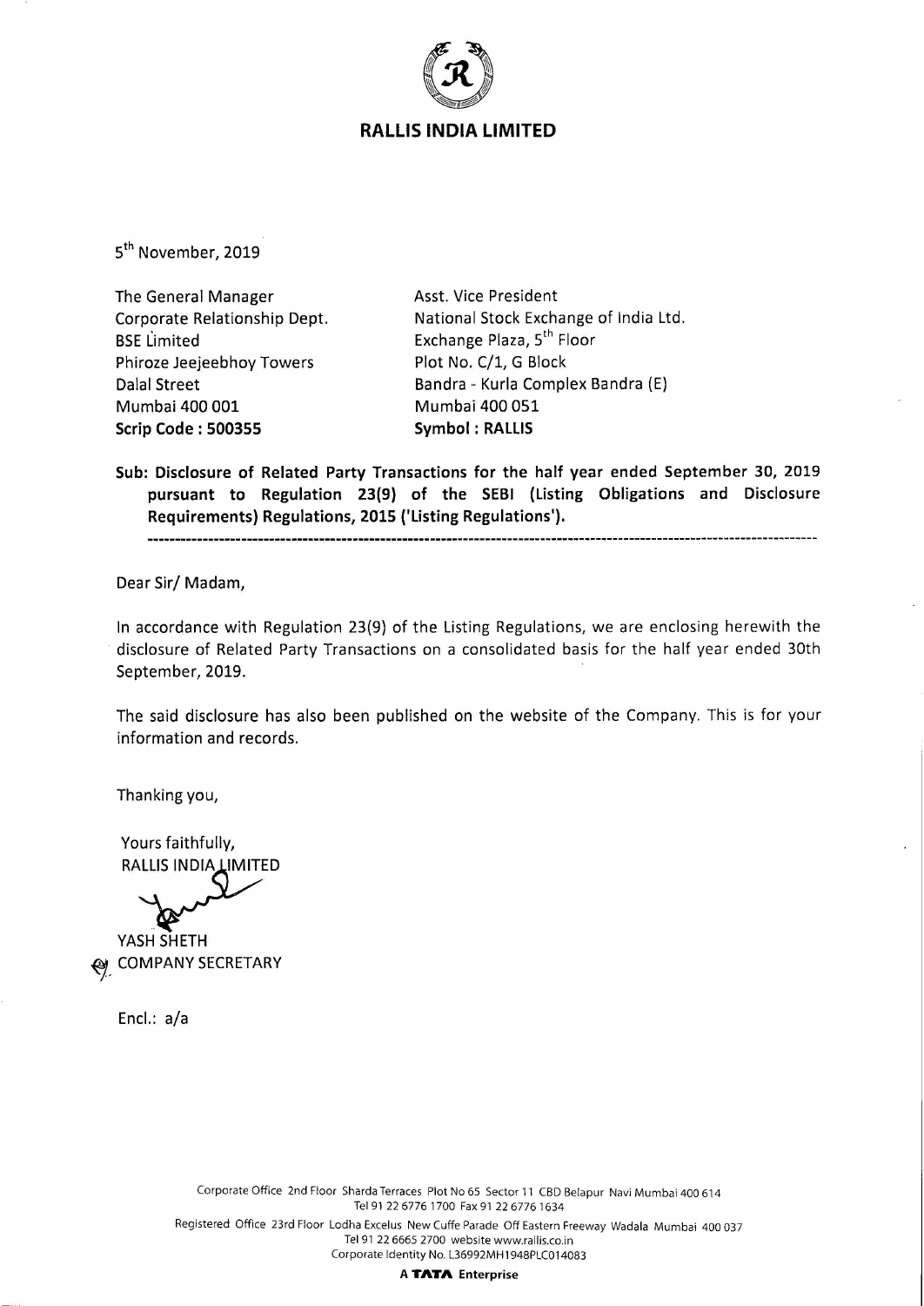# RALLIS INDIA LIMITED

5th November, 2019

| | |
|---|---|
| The General Manager | Asst. Vice President |
| Corporate Relationship Dept. | National Stock Exchange of India Ltd. |
| BSE Limited | Exchange Plaza, 5th Floor |
| Phiroze Jeejeebhoy Towers | Plot No. C/1, G Block |
| Dalal Street | Bandra - Kurla Complex Bandra (E) |
| Mumbai 400 001 | Mumbai 400 051 |
| **Scrip Code : 500355** | **Symbol : RALLIS** |

**Sub: Disclosure of Related Party Transactions for the half year ended September 30, 2019 pursuant to Regulation 23(9) of the SEBI (Listing Obligations and Disclosure Requirements) Regulations, 2015 ('Listing Regulations').**

---

Dear Sir/ Madam,

In accordance with Regulation 23(9) of the Listing Regulations, we are enclosing herewith the disclosure of Related Party Transactions on a consolidated basis for the half year ended 30th September, 2019.

The said disclosure has also been published on the website of the Company. This is for your information and records.

Thanking you,

Yours faithfully,
RALLIS INDIA LIMITED

YASH SHETH
COMPANY SECRETARY

Encl.: a/a

Corporate Office 2nd Floor Sharda Terraces Plot No 65 Sector 11 CBD Belapur Navi Mumbai 400 614
Tel 91 22 6776 1700 Fax 91 22 6776 1634
Registered Office 23rd Floor Lodha Excelus New Cuffe Parade Off Eastern Freeway Wadala Mumbai 400 037
Tel 91 22 6665 2700 website www.rallis.co.in
Corporate Identity No. L36992MH1948PLC014083

**A TATA Enterprise**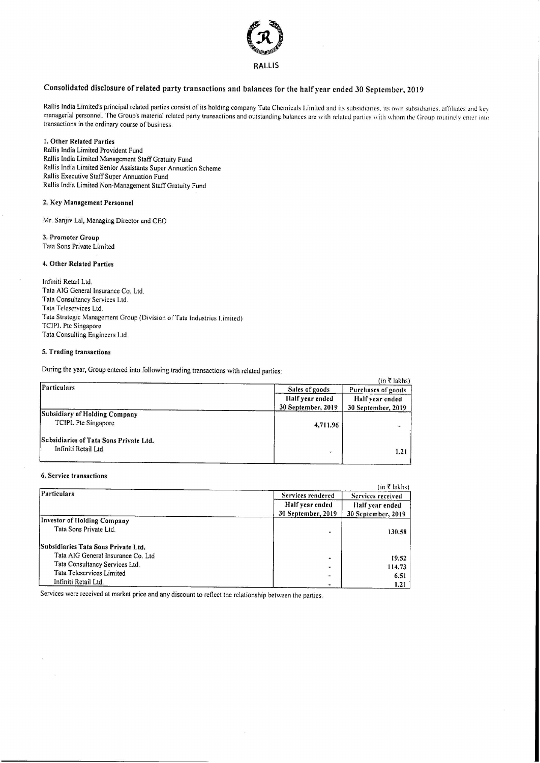RALLIS

# Consolidated disclosure of related party transactions and balances for the half year ended 30 September, 2019

Rallis India Limited's principal related parties consist of its holding company Tata Chemicals Limited and its subsidiaries, its own subsidiaries, affiliates and key managerial personnel. The Group's material related party transactions and outstanding balances are with related parties with whom the Group routinely enter into transactions in the ordinary course of business.

**1. Other Related Parties**

Rallis India Limited Provident Fund
Rallis India Limited Management Staff Gratuity Fund
Rallis India Limited Senior Assistants Super Annuation Scheme
Rallis Executive Staff Super Annuation Fund
Rallis India Limited Non-Management Staff Gratuity Fund

**2. Key Management Personnel**

Mr. Sanjiv Lal, Managing Director and CEO

**3. Promoter Group**

Tata Sons Private Limited

**4. Other Related Parties**

Infiniti Retail Ltd.
Tata AIG General Insurance Co. Ltd.
Tata Consultancy Services Ltd.
Tata Teleservices Ltd.
Tata Strategic Management Group (Division of Tata Industries Limited)
TCIPL Pte Singapore
Tata Consulting Engineers Ltd.

**5. Trading transactions**

During the year, Group entered into following trading transactions with related parties:

(in ₹ lakhs)

| Particulars | Sales of goods | Purchases of goods |
|---|---|---|
| | Half year ended 30 September, 2019 | Half year ended 30 September, 2019 |
| **Subsidiary of Holding Company** | | |
| TCIPL Pte Singapore | 4,711.96 | - |
| **Subsidiaries of Tata Sons Private Ltd.** | | |
| Infiniti Retail Ltd. | - | 1.21 |

**6. Service transactions**

(in ₹ lakhs)

| Particulars | Services rendered | Services received |
|---|---|---|
| | Half year ended 30 September, 2019 | Half year ended 30 September, 2019 |
| **Investor of Holding Company** | | |
| Tata Sons Private Ltd. | - | 130.58 |
| **Subsidiaries Tata Sons Private Ltd.** | | |
| Tata AIG General Insurance Co. Ltd | - | 19.52 |
| Tata Consultancy Services Ltd. | - | 114.73 |
| Tata Teleservices Limited | - | 6.51 |
| Infiniti Retail Ltd. | - | 1.21 |

Services were received at market price and any discount to reflect the relationship between the parties.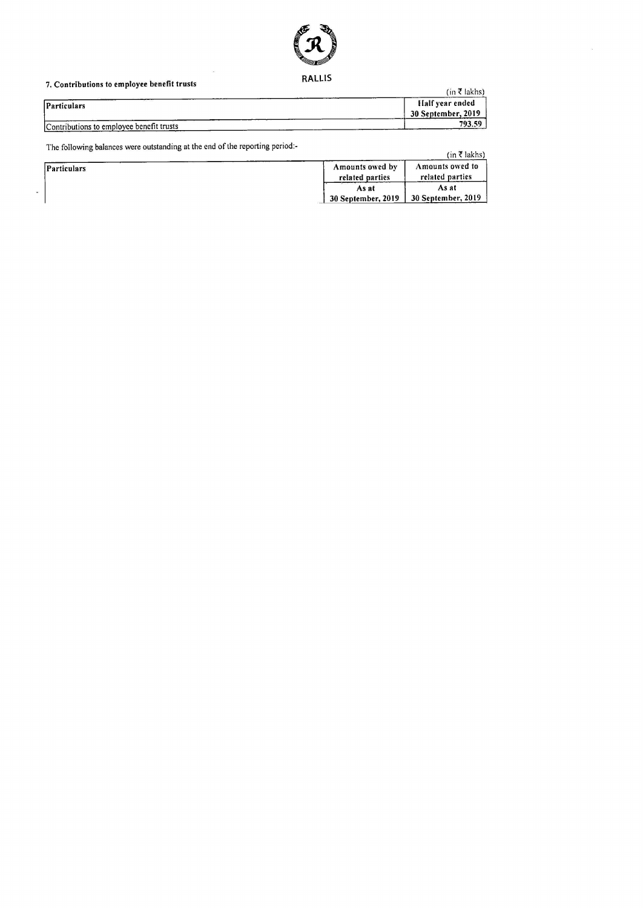RALLIS

### 7. Contributions to employee benefit trusts

(in ₹ lakhs)

| Particulars | Half year ended 30 September, 2019 |
| --- | --- |
| Contributions to employee benefit trusts | 793.59 |

The following balances were outstanding at the end of the reporting period:-

(in ₹ lakhs)

| Particulars | Amounts owed by related parties | Amounts owed to related parties |
| --- | --- | --- |
| | As at 30 September, 2019 | As at 30 September, 2019 |